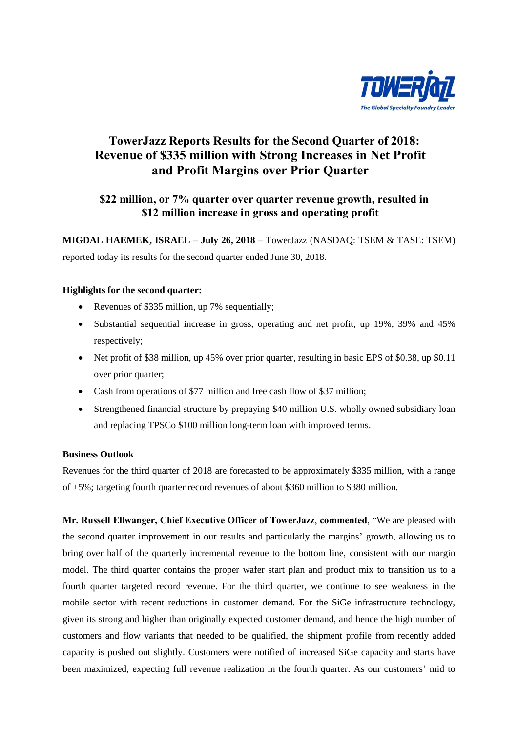# TowerJazz Reports Results for the Second Quarter of 2018: Revenue of $335 million with Strong Increases in Net Profit and Profit Margins over Prior Quarter

## $22 million, or 7% quarter over quarter revenue growth, resulted in $12 million increase in gross and operating profit

**MIGDAL HAEMEK, ISRAEL – July 26, 2018 –** TowerJazz (NASDAQ: TSEM & TASE: TSEM) reported today its results for the second quarter ended June 30, 2018.

**Highlights for the second quarter:**

- Revenues of $335 million, up 7% sequentially;
- Substantial sequential increase in gross, operating and net profit, up 19%, 39% and 45% respectively;
- Net profit of $38 million, up 45% over prior quarter, resulting in basic EPS of $0.38, up $0.11 over prior quarter;
- Cash from operations of $77 million and free cash flow of $37 million;
- Strengthened financial structure by prepaying $40 million U.S. wholly owned subsidiary loan and replacing TPSCo $100 million long-term loan with improved terms.

**Business Outlook**

Revenues for the third quarter of 2018 are forecasted to be approximately $335 million, with a range of ±5%; targeting fourth quarter record revenues of about $360 million to $380 million.

**Mr. Russell Ellwanger, Chief Executive Officer of TowerJazz**, **commented**, "We are pleased with the second quarter improvement in our results and particularly the margins' growth, allowing us to bring over half of the quarterly incremental revenue to the bottom line, consistent with our margin model. The third quarter contains the proper wafer start plan and product mix to transition us to a fourth quarter targeted record revenue. For the third quarter, we continue to see weakness in the mobile sector with recent reductions in customer demand. For the SiGe infrastructure technology, given its strong and higher than originally expected customer demand, and hence the high number of customers and flow variants that needed to be qualified, the shipment profile from recently added capacity is pushed out slightly. Customers were notified of increased SiGe capacity and starts have been maximized, expecting full revenue realization in the fourth quarter. As our customers' mid to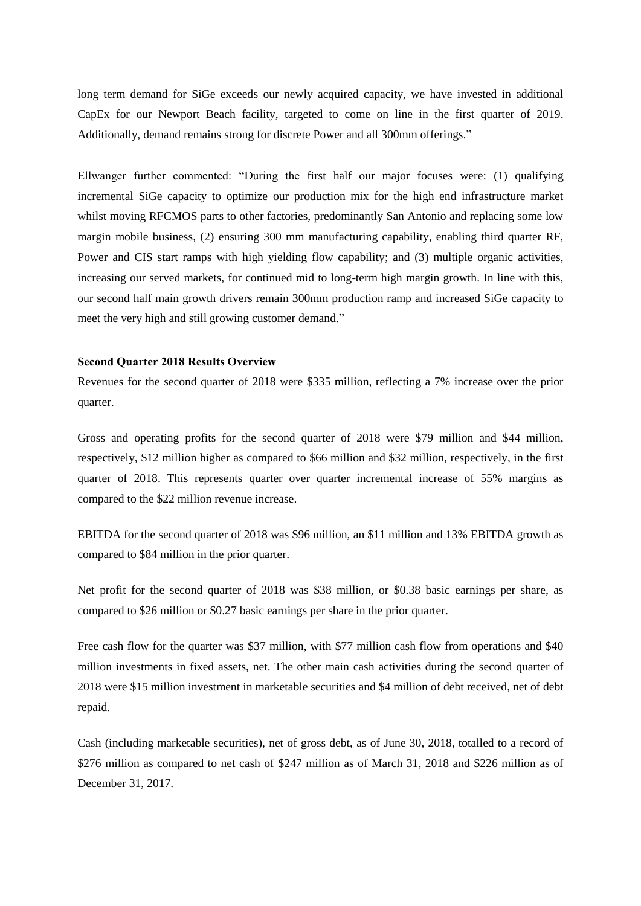long term demand for SiGe exceeds our newly acquired capacity, we have invested in additional CapEx for our Newport Beach facility, targeted to come on line in the first quarter of 2019. Additionally, demand remains strong for discrete Power and all 300mm offerings."

Ellwanger further commented: "During the first half our major focuses were: (1) qualifying incremental SiGe capacity to optimize our production mix for the high end infrastructure market whilst moving RFCMOS parts to other factories, predominantly San Antonio and replacing some low margin mobile business, (2) ensuring 300 mm manufacturing capability, enabling third quarter RF, Power and CIS start ramps with high yielding flow capability; and (3) multiple organic activities, increasing our served markets, for continued mid to long-term high margin growth. In line with this, our second half main growth drivers remain 300mm production ramp and increased SiGe capacity to meet the very high and still growing customer demand."

**Second Quarter 2018 Results Overview**

Revenues for the second quarter of 2018 were $335 million, reflecting a 7% increase over the prior quarter.

Gross and operating profits for the second quarter of 2018 were $79 million and $44 million, respectively, $12 million higher as compared to $66 million and $32 million, respectively, in the first quarter of 2018. This represents quarter over quarter incremental increase of 55% margins as compared to the $22 million revenue increase.

EBITDA for the second quarter of 2018 was $96 million, an $11 million and 13% EBITDA growth as compared to $84 million in the prior quarter.

Net profit for the second quarter of 2018 was $38 million, or $0.38 basic earnings per share, as compared to $26 million or $0.27 basic earnings per share in the prior quarter.

Free cash flow for the quarter was $37 million, with $77 million cash flow from operations and $40 million investments in fixed assets, net. The other main cash activities during the second quarter of 2018 were $15 million investment in marketable securities and $4 million of debt received, net of debt repaid.

Cash (including marketable securities), net of gross debt, as of June 30, 2018, totalled to a record of $276 million as compared to net cash of $247 million as of March 31, 2018 and $226 million as of December 31, 2017.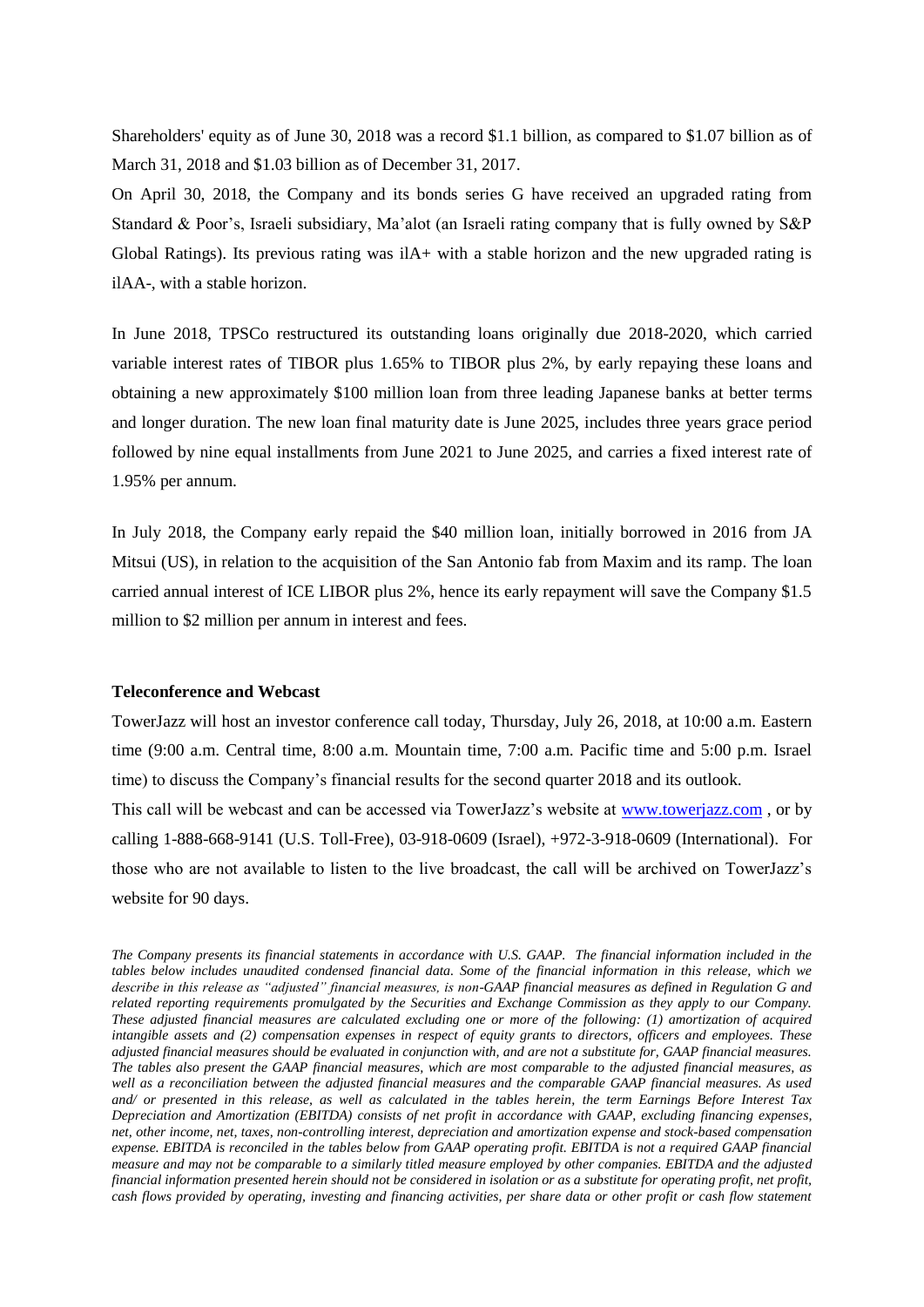Shareholders' equity as of June 30, 2018 was a record \$1.1 billion, as compared to \$1.07 billion as of March 31, 2018 and \$1.03 billion as of December 31, 2017.

On April 30, 2018, the Company and its bonds series G have received an upgraded rating from Standard & Poor's, Israeli subsidiary, Ma'alot (an Israeli rating company that is fully owned by S&P Global Ratings). Its previous rating was ilA+ with a stable horizon and the new upgraded rating is ilAA-, with a stable horizon.

In June 2018, TPSCo restructured its outstanding loans originally due 2018-2020, which carried variable interest rates of TIBOR plus 1.65% to TIBOR plus 2%, by early repaying these loans and obtaining a new approximately \$100 million loan from three leading Japanese banks at better terms and longer duration. The new loan final maturity date is June 2025, includes three years grace period followed by nine equal installments from June 2021 to June 2025, and carries a fixed interest rate of 1.95% per annum.

In July 2018, the Company early repaid the \$40 million loan, initially borrowed in 2016 from JA Mitsui (US), in relation to the acquisition of the San Antonio fab from Maxim and its ramp. The loan carried annual interest of ICE LIBOR plus 2%, hence its early repayment will save the Company \$1.5 million to \$2 million per annum in interest and fees.

**Teleconference and Webcast**

TowerJazz will host an investor conference call today, Thursday, July 26, 2018, at 10:00 a.m. Eastern time (9:00 a.m. Central time, 8:00 a.m. Mountain time, 7:00 a.m. Pacific time and 5:00 p.m. Israel time) to discuss the Company's financial results for the second quarter 2018 and its outlook.

This call will be webcast and can be accessed via TowerJazz's website at www.towerjazz.com , or by calling 1-888-668-9141 (U.S. Toll-Free), 03-918-0609 (Israel), +972-3-918-0609 (International). For those who are not available to listen to the live broadcast, the call will be archived on TowerJazz's website for 90 days.

*The Company presents its financial statements in accordance with U.S. GAAP. The financial information included in the tables below includes unaudited condensed financial data. Some of the financial information in this release, which we describe in this release as "adjusted" financial measures, is non-GAAP financial measures as defined in Regulation G and related reporting requirements promulgated by the Securities and Exchange Commission as they apply to our Company. These adjusted financial measures are calculated excluding one or more of the following: (1) amortization of acquired intangible assets and (2) compensation expenses in respect of equity grants to directors, officers and employees. These adjusted financial measures should be evaluated in conjunction with, and are not a substitute for, GAAP financial measures. The tables also present the GAAP financial measures, which are most comparable to the adjusted financial measures, as well as a reconciliation between the adjusted financial measures and the comparable GAAP financial measures. As used and/ or presented in this release, as well as calculated in the tables herein, the term Earnings Before Interest Tax Depreciation and Amortization (EBITDA) consists of net profit in accordance with GAAP, excluding financing expenses, net, other income, net, taxes, non-controlling interest, depreciation and amortization expense and stock-based compensation expense. EBITDA is reconciled in the tables below from GAAP operating profit. EBITDA is not a required GAAP financial measure and may not be comparable to a similarly titled measure employed by other companies. EBITDA and the adjusted financial information presented herein should not be considered in isolation or as a substitute for operating profit, net profit, cash flows provided by operating, investing and financing activities, per share data or other profit or cash flow statement*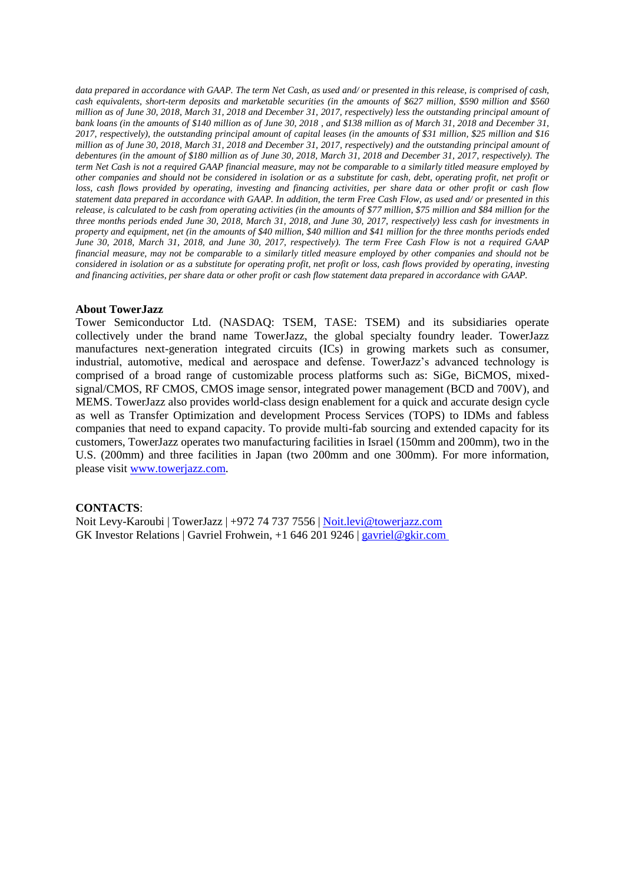*data prepared in accordance with GAAP. The term Net Cash, as used and/ or presented in this release, is comprised of cash, cash equivalents, short-term deposits and marketable securities (in the amounts of $627 million, $590 million and $560 million as of June 30, 2018, March 31, 2018 and December 31, 2017, respectively) less the outstanding principal amount of bank loans (in the amounts of $140 million as of June 30, 2018 , and $138 million as of March 31, 2018 and December 31, 2017, respectively), the outstanding principal amount of capital leases (in the amounts of $31 million, $25 million and $16 million as of June 30, 2018, March 31, 2018 and December 31, 2017, respectively) and the outstanding principal amount of debentures (in the amount of $180 million as of June 30, 2018, March 31, 2018 and December 31, 2017, respectively). The term Net Cash is not a required GAAP financial measure, may not be comparable to a similarly titled measure employed by other companies and should not be considered in isolation or as a substitute for cash, debt, operating profit, net profit or loss, cash flows provided by operating, investing and financing activities, per share data or other profit or cash flow statement data prepared in accordance with GAAP. In addition, the term Free Cash Flow, as used and/ or presented in this release, is calculated to be cash from operating activities (in the amounts of $77 million, $75 million and $84 million for the three months periods ended June 30, 2018, March 31, 2018, and June 30, 2017, respectively) less cash for investments in property and equipment, net (in the amounts of $40 million, $40 million and $41 million for the three months periods ended June 30, 2018, March 31, 2018, and June 30, 2017, respectively). The term Free Cash Flow is not a required GAAP financial measure, may not be comparable to a similarly titled measure employed by other companies and should not be considered in isolation or as a substitute for operating profit, net profit or loss, cash flows provided by operating, investing and financing activities, per share data or other profit or cash flow statement data prepared in accordance with GAAP.*

**About TowerJazz**

Tower Semiconductor Ltd. (NASDAQ: TSEM, TASE: TSEM) and its subsidiaries operate collectively under the brand name TowerJazz, the global specialty foundry leader. TowerJazz manufactures next-generation integrated circuits (ICs) in growing markets such as consumer, industrial, automotive, medical and aerospace and defense. TowerJazz's advanced technology is comprised of a broad range of customizable process platforms such as: SiGe, BiCMOS, mixed-signal/CMOS, RF CMOS, CMOS image sensor, integrated power management (BCD and 700V), and MEMS. TowerJazz also provides world-class design enablement for a quick and accurate design cycle as well as Transfer Optimization and development Process Services (TOPS) to IDMs and fabless companies that need to expand capacity. To provide multi-fab sourcing and extended capacity for its customers, TowerJazz operates two manufacturing facilities in Israel (150mm and 200mm), two in the U.S. (200mm) and three facilities in Japan (two 200mm and one 300mm). For more information, please visit [www.towerjazz.com](http://www.towerjazz.com).

**CONTACTS**:

Noit Levy-Karoubi | TowerJazz | +972 74 737 7556 | [Noit.levi@towerjazz.com](mailto:Noit.levi@towerjazz.com)
GK Investor Relations | Gavriel Frohwein, +1 646 201 9246 | [gavriel@gkir.com](mailto:gavriel@gkir.com)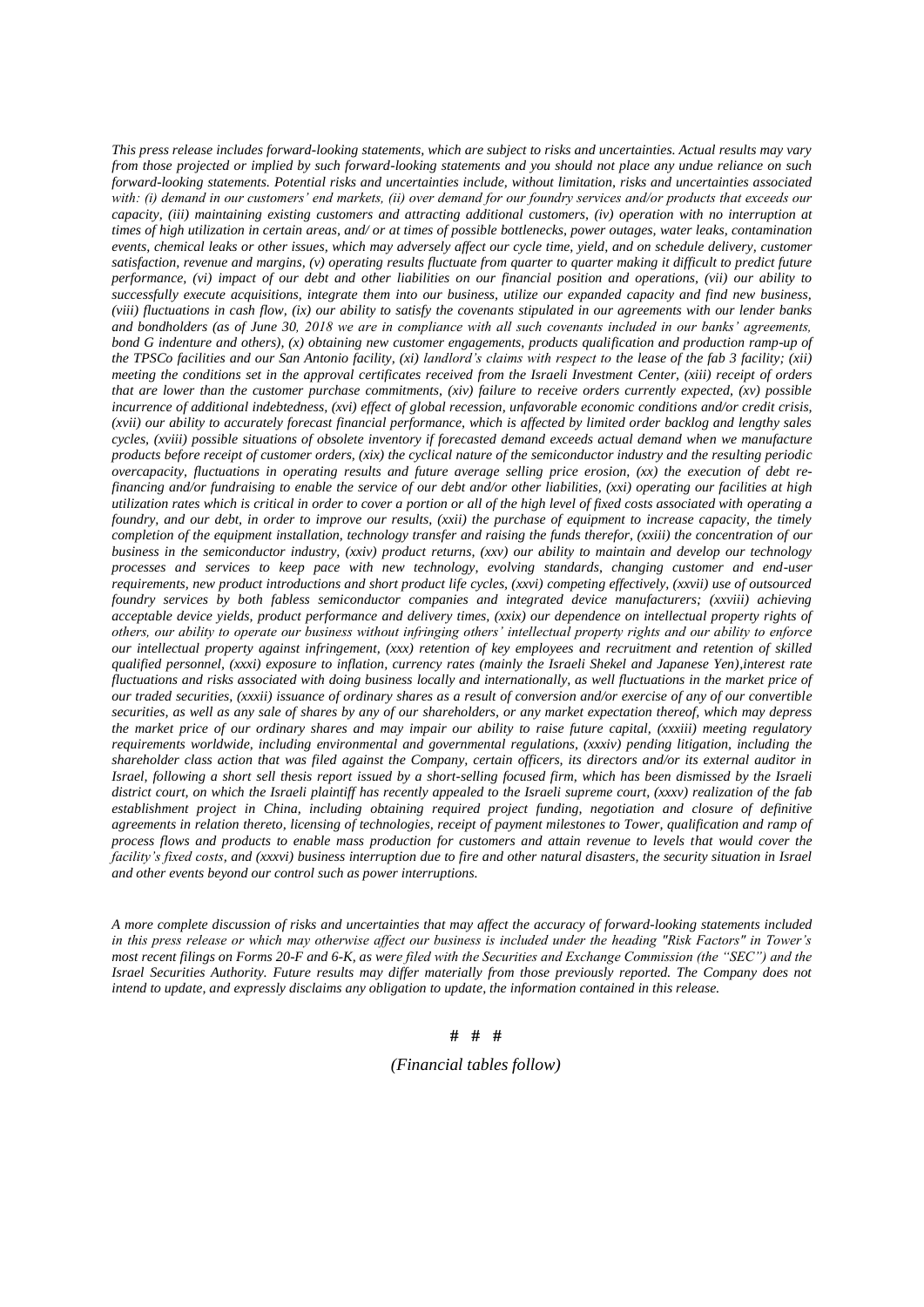*This press release includes forward-looking statements, which are subject to risks and uncertainties. Actual results may vary from those projected or implied by such forward-looking statements and you should not place any undue reliance on such forward-looking statements. Potential risks and uncertainties include, without limitation, risks and uncertainties associated with: (i) demand in our customers' end markets, (ii) over demand for our foundry services and/or products that exceeds our capacity, (iii) maintaining existing customers and attracting additional customers, (iv) operation with no interruption at times of high utilization in certain areas, and/ or at times of possible bottlenecks, power outages, water leaks, contamination events, chemical leaks or other issues, which may adversely affect our cycle time, yield, and on schedule delivery, customer satisfaction, revenue and margins, (v) operating results fluctuate from quarter to quarter making it difficult to predict future performance, (vi) impact of our debt and other liabilities on our financial position and operations, (vii) our ability to successfully execute acquisitions, integrate them into our business, utilize our expanded capacity and find new business, (viii) fluctuations in cash flow, (ix) our ability to satisfy the covenants stipulated in our agreements with our lender banks and bondholders (as of June 30, 2018 we are in compliance with all such covenants included in our banks' agreements, bond G indenture and others), (x) obtaining new customer engagements, products qualification and production ramp-up of the TPSCo facilities and our San Antonio facility, (xi) landlord's claims with respect to the lease of the fab 3 facility; (xii) meeting the conditions set in the approval certificates received from the Israeli Investment Center, (xiii) receipt of orders that are lower than the customer purchase commitments, (xiv) failure to receive orders currently expected, (xv) possible incurrence of additional indebtedness, (xvi) effect of global recession, unfavorable economic conditions and/or credit crisis, (xvii) our ability to accurately forecast financial performance, which is affected by limited order backlog and lengthy sales cycles, (xviii) possible situations of obsolete inventory if forecasted demand exceeds actual demand when we manufacture products before receipt of customer orders, (xix) the cyclical nature of the semiconductor industry and the resulting periodic overcapacity, fluctuations in operating results and future average selling price erosion, (xx) the execution of debt re-financing and/or fundraising to enable the service of our debt and/or other liabilities, (xxi) operating our facilities at high utilization rates which is critical in order to cover a portion or all of the high level of fixed costs associated with operating a foundry, and our debt, in order to improve our results, (xxii) the purchase of equipment to increase capacity, the timely completion of the equipment installation, technology transfer and raising the funds therefor, (xxiii) the concentration of our business in the semiconductor industry, (xxiv) product returns, (xxv) our ability to maintain and develop our technology processes and services to keep pace with new technology, evolving standards, changing customer and end-user requirements, new product introductions and short product life cycles, (xxvi) competing effectively, (xxvii) use of outsourced foundry services by both fabless semiconductor companies and integrated device manufacturers; (xxviii) achieving acceptable device yields, product performance and delivery times, (xxix) our dependence on intellectual property rights of others, our ability to operate our business without infringing others' intellectual property rights and our ability to enforce our intellectual property against infringement, (xxx) retention of key employees and recruitment and retention of skilled qualified personnel, (xxxi) exposure to inflation, currency rates (mainly the Israeli Shekel and Japanese Yen),interest rate fluctuations and risks associated with doing business locally and internationally, as well fluctuations in the market price of our traded securities, (xxxii) issuance of ordinary shares as a result of conversion and/or exercise of any of our convertible securities, as well as any sale of shares by any of our shareholders, or any market expectation thereof, which may depress the market price of our ordinary shares and may impair our ability to raise future capital, (xxxiii) meeting regulatory requirements worldwide, including environmental and governmental regulations, (xxxiv) pending litigation, including the shareholder class action that was filed against the Company, certain officers, its directors and/or its external auditor in Israel, following a short sell thesis report issued by a short-selling focused firm, which has been dismissed by the Israeli district court, on which the Israeli plaintiff has recently appealed to the Israeli supreme court, (xxxv) realization of the fab establishment project in China, including obtaining required project funding, negotiation and closure of definitive agreements in relation thereto, licensing of technologies, receipt of payment milestones to Tower, qualification and ramp of process flows and products to enable mass production for customers and attain revenue to levels that would cover the facility's fixed costs, and (xxxvi) business interruption due to fire and other natural disasters, the security situation in Israel and other events beyond our control such as power interruptions.*

*A more complete discussion of risks and uncertainties that may affect the accuracy of forward-looking statements included in this press release or which may otherwise affect our business is included under the heading "Risk Factors" in Tower's most recent filings on Forms 20-F and 6-K, as were filed with the Securities and Exchange Commission (the "SEC") and the Israel Securities Authority. Future results may differ materially from those previously reported. The Company does not intend to update, and expressly disclaims any obligation to update, the information contained in this release.*

# # #

*(Financial tables follow)*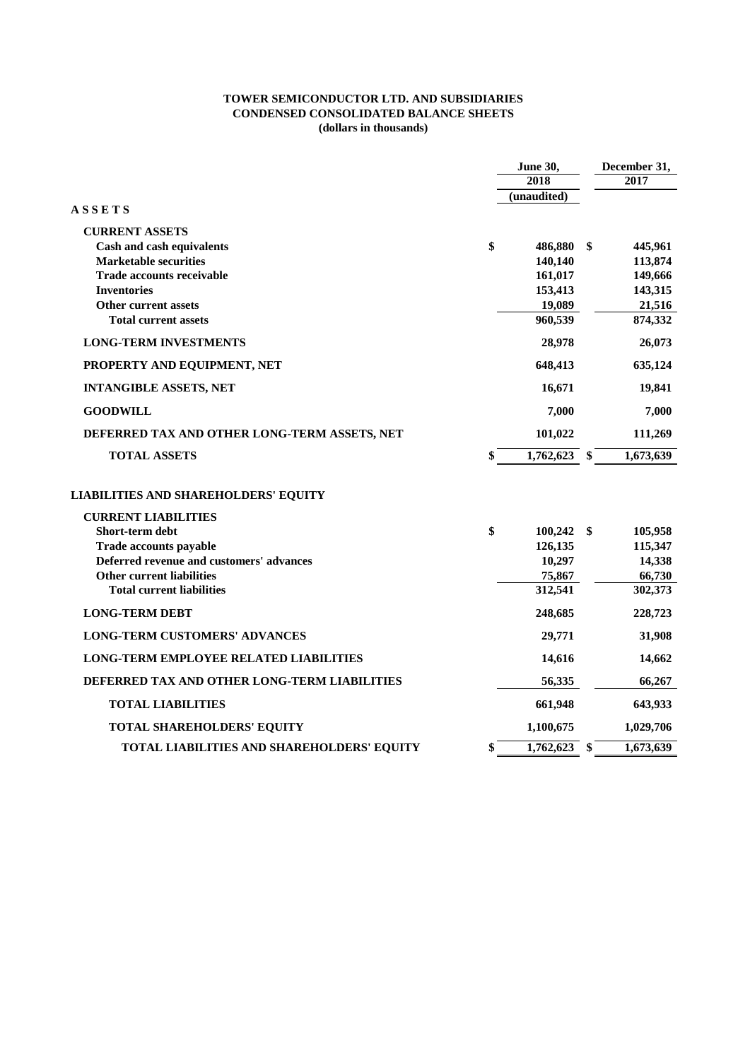**TOWER SEMICONDUCTOR LTD. AND SUBSIDIARIES**
**CONDENSED CONSOLIDATED BALANCE SHEETS**
**(dollars in thousands)**

| | June 30, 2018 | December 31, 2017 |
|---|---|---|
| | (unaudited) | |
| **A S S E T S** | | |
| **CURRENT ASSETS** | | |
| Cash and cash equivalents | $ 486,880 | $ 445,961 |
| Marketable securities | 140,140 | 113,874 |
| Trade accounts receivable | 161,017 | 149,666 |
| Inventories | 153,413 | 143,315 |
| Other current assets | 19,089 | 21,516 |
| Total current assets | 960,539 | 874,332 |
| **LONG-TERM INVESTMENTS** | 28,978 | 26,073 |
| **PROPERTY AND EQUIPMENT, NET** | 648,413 | 635,124 |
| **INTANGIBLE ASSETS, NET** | 16,671 | 19,841 |
| **GOODWILL** | 7,000 | 7,000 |
| **DEFERRED TAX AND OTHER LONG-TERM ASSETS, NET** | 101,022 | 111,269 |
| **TOTAL ASSETS** | $ 1,762,623 | $ 1,673,639 |
| | | |
| **LIABILITIES AND SHAREHOLDERS' EQUITY** | | |
| **CURRENT LIABILITIES** | | |
| Short-term debt | $ 100,242 | $ 105,958 |
| Trade accounts payable | 126,135 | 115,347 |
| Deferred revenue and customers' advances | 10,297 | 14,338 |
| Other current liabilities | 75,867 | 66,730 |
| Total current liabilities | 312,541 | 302,373 |
| **LONG-TERM DEBT** | 248,685 | 228,723 |
| **LONG-TERM CUSTOMERS' ADVANCES** | 29,771 | 31,908 |
| **LONG-TERM EMPLOYEE RELATED LIABILITIES** | 14,616 | 14,662 |
| **DEFERRED TAX AND OTHER LONG-TERM LIABILITIES** | 56,335 | 66,267 |
| **TOTAL LIABILITIES** | 661,948 | 643,933 |
| **TOTAL SHAREHOLDERS' EQUITY** | 1,100,675 | 1,029,706 |
| **TOTAL LIABILITIES AND SHAREHOLDERS' EQUITY** | $ 1,762,623 | $ 1,673,639 |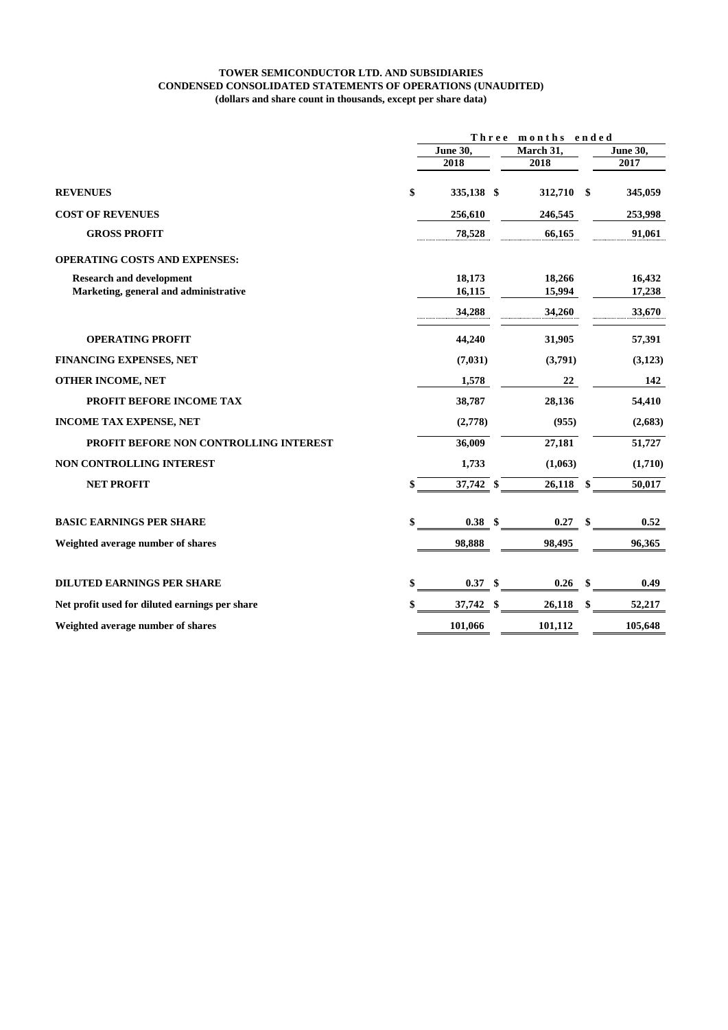**TOWER SEMICONDUCTOR LTD. AND SUBSIDIARIES**
**CONDENSED CONSOLIDATED STATEMENTS OF OPERATIONS (UNAUDITED)**
**(dollars and share count in thousands, except per share data)**

| | Three months ended | | |
|---|---|---|---|
| | June 30, 2018 | March 31, 2018 | June 30, 2017 |
| **REVENUES** | $ 335,138 | $ 312,710 | $ 345,059 |
| **COST OF REVENUES** | 256,610 | 246,545 | 253,998 |
| **GROSS PROFIT** | 78,528 | 66,165 | 91,061 |
| **OPERATING COSTS AND EXPENSES:** | | | |
| Research and development | 18,173 | 18,266 | 16,432 |
| Marketing, general and administrative | 16,115 | 15,994 | 17,238 |
| | 34,288 | 34,260 | 33,670 |
| **OPERATING PROFIT** | 44,240 | 31,905 | 57,391 |
| **FINANCING EXPENSES, NET** | (7,031) | (3,791) | (3,123) |
| **OTHER INCOME, NET** | 1,578 | 22 | 142 |
| **PROFIT BEFORE INCOME TAX** | 38,787 | 28,136 | 54,410 |
| **INCOME TAX EXPENSE, NET** | (2,778) | (955) | (2,683) |
| **PROFIT BEFORE NON CONTROLLING INTEREST** | 36,009 | 27,181 | 51,727 |
| **NON CONTROLLING INTEREST** | 1,733 | (1,063) | (1,710) |
| **NET PROFIT** | $ 37,742 | $ 26,118 | $ 50,017 |
| **BASIC EARNINGS PER SHARE** | $ 0.38 | $ 0.27 | $ 0.52 |
| Weighted average number of shares | 98,888 | 98,495 | 96,365 |
| **DILUTED EARNINGS PER SHARE** | $ 0.37 | $ 0.26 | $ 0.49 |
| Net profit used for diluted earnings per share | $ 37,742 | $ 26,118 | $ 52,217 |
| Weighted average number of shares | 101,066 | 101,112 | 105,648 |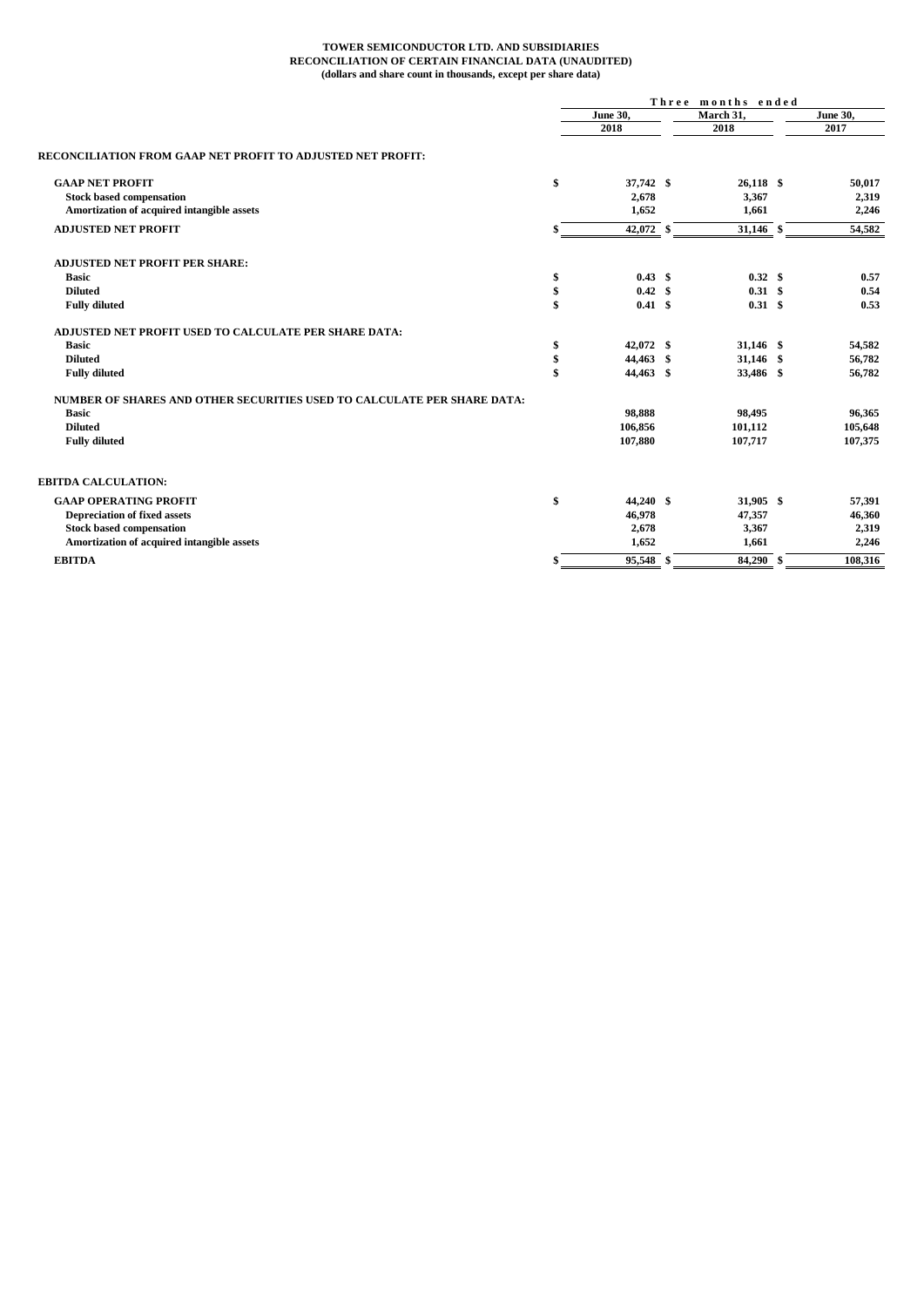**TOWER SEMICONDUCTOR LTD. AND SUBSIDIARIES**
**RECONCILIATION OF CERTAIN FINANCIAL DATA (UNAUDITED)**
**(dollars and share count in thousands, except per share data)**

| | Three months ended | | |
|---|---|---|---|
| | June 30, 2018 | March 31, 2018 | June 30, 2017 |
| **RECONCILIATION FROM GAAP NET PROFIT TO ADJUSTED NET PROFIT:** | | | |
| **GAAP NET PROFIT** | $ 37,742 | $ 26,118 | $ 50,017 |
| **Stock based compensation** | 2,678 | 3,367 | 2,319 |
| **Amortization of acquired intangible assets** | 1,652 | 1,661 | 2,246 |
| **ADJUSTED NET PROFIT** | $ 42,072 | $ 31,146 | $ 54,582 |
| **ADJUSTED NET PROFIT PER SHARE:** | | | |
| **Basic** | $ 0.43 | $ 0.32 | $ 0.57 |
| **Diluted** | $ 0.42 | $ 0.31 | $ 0.54 |
| **Fully diluted** | $ 0.41 | $ 0.31 | $ 0.53 |
| **ADJUSTED NET PROFIT USED TO CALCULATE PER SHARE DATA:** | | | |
| **Basic** | $ 42,072 | $ 31,146 | $ 54,582 |
| **Diluted** | $ 44,463 | $ 31,146 | $ 56,782 |
| **Fully diluted** | $ 44,463 | $ 33,486 | $ 56,782 |
| **NUMBER OF SHARES AND OTHER SECURITIES USED TO CALCULATE PER SHARE DATA:** | | | |
| **Basic** | 98,888 | 98,495 | 96,365 |
| **Diluted** | 106,856 | 101,112 | 105,648 |
| **Fully diluted** | 107,880 | 107,717 | 107,375 |
| **EBITDA CALCULATION:** | | | |
| **GAAP OPERATING PROFIT** | $ 44,240 | $ 31,905 | $ 57,391 |
| **Depreciation of fixed assets** | 46,978 | 47,357 | 46,360 |
| **Stock based compensation** | 2,678 | 3,367 | 2,319 |
| **Amortization of acquired intangible assets** | 1,652 | 1,661 | 2,246 |
| **EBITDA** | $ 95,548 | $ 84,290 | $ 108,316 |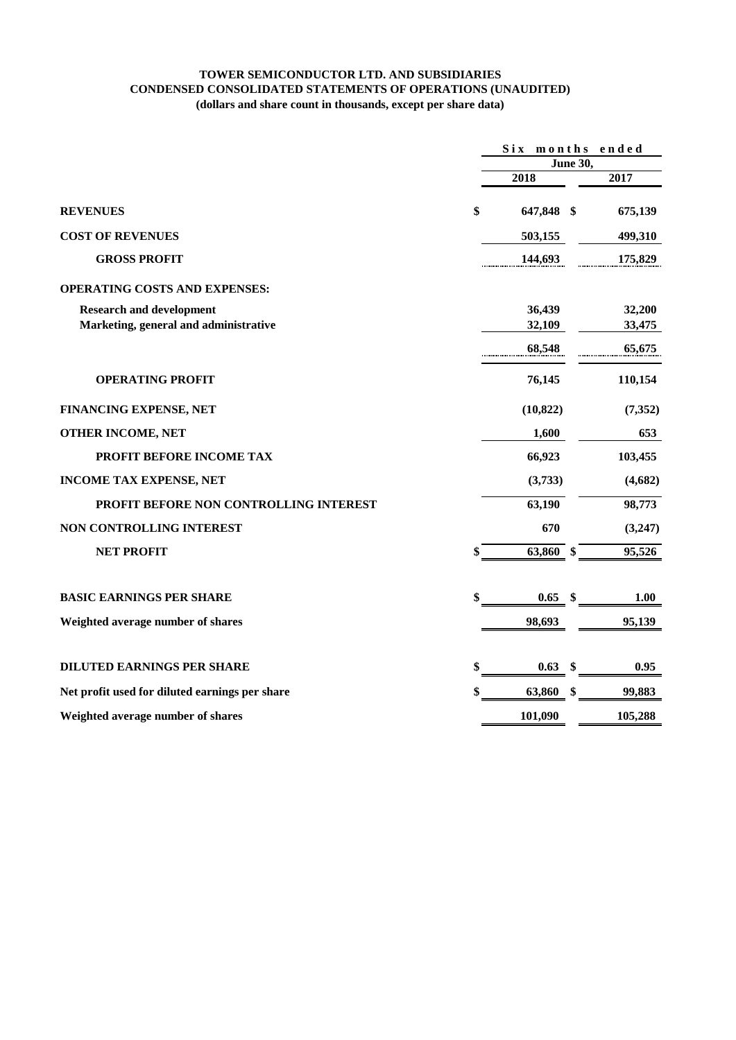**TOWER SEMICONDUCTOR LTD. AND SUBSIDIARIES**
**CONDENSED CONSOLIDATED STATEMENTS OF OPERATIONS (UNAUDITED)**
**(dollars and share count in thousands, except per share data)**

| | Six months ended June 30, | |
|---|---|---|
| | 2018 | 2017 |
| **REVENUES** | $ 647,848 | $ 675,139 |
| **COST OF REVENUES** | 503,155 | 499,310 |
| **GROSS PROFIT** | 144,693 | 175,829 |
| **OPERATING COSTS AND EXPENSES:** | | |
| **Research and development** | 36,439 | 32,200 |
| **Marketing, general and administrative** | 32,109 | 33,475 |
| | 68,548 | 65,675 |
| **OPERATING PROFIT** | 76,145 | 110,154 |
| **FINANCING EXPENSE, NET** | (10,822) | (7,352) |
| **OTHER INCOME, NET** | 1,600 | 653 |
| **PROFIT BEFORE INCOME TAX** | 66,923 | 103,455 |
| **INCOME TAX EXPENSE, NET** | (3,733) | (4,682) |
| **PROFIT BEFORE NON CONTROLLING INTEREST** | 63,190 | 98,773 |
| **NON CONTROLLING INTEREST** | 670 | (3,247) |
| **NET PROFIT** | $ 63,860 | $ 95,526 |
| **BASIC EARNINGS PER SHARE** | $ 0.65 | $ 1.00 |
| **Weighted average number of shares** | 98,693 | 95,139 |
| **DILUTED EARNINGS PER SHARE** | $ 0.63 | $ 0.95 |
| **Net profit used for diluted earnings per share** | $ 63,860 | $ 99,883 |
| **Weighted average number of shares** | 101,090 | 105,288 |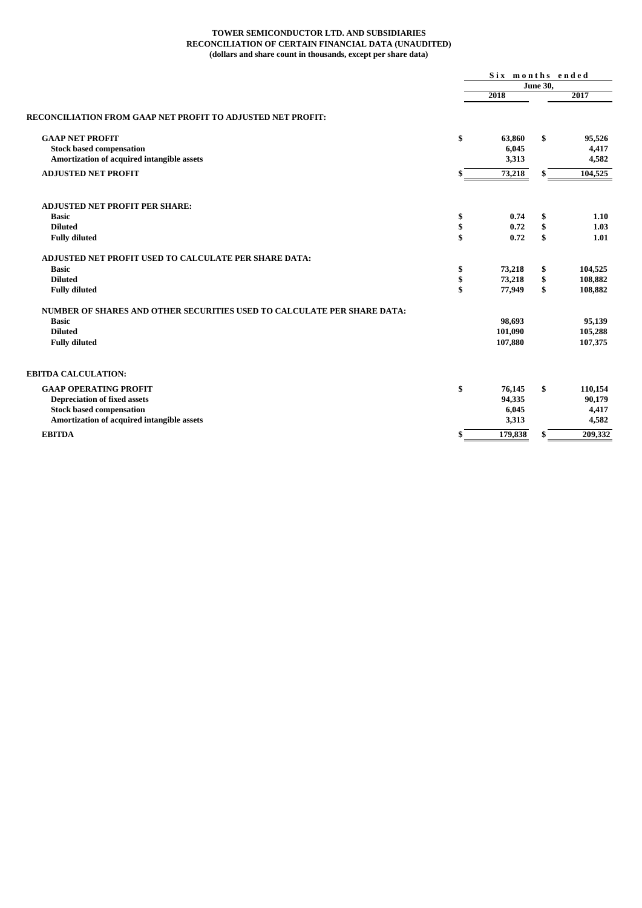**TOWER SEMICONDUCTOR LTD. AND SUBSIDIARIES**
**RECONCILIATION OF CERTAIN FINANCIAL DATA (UNAUDITED)**
**(dollars and share count in thousands, except per share data)**

| | Six months ended June 30, 2018 | Six months ended June 30, 2017 |
|---|---|---|
| **RECONCILIATION FROM GAAP NET PROFIT TO ADJUSTED NET PROFIT:** | | |
| **GAAP NET PROFIT** | $ 63,860 | $ 95,526 |
| **Stock based compensation** | 6,045 | 4,417 |
| **Amortization of acquired intangible assets** | 3,313 | 4,582 |
| **ADJUSTED NET PROFIT** | $ 73,218 | $ 104,525 |
| | | |
| **ADJUSTED NET PROFIT PER SHARE:** | | |
| **Basic** | $ 0.74 | $ 1.10 |
| **Diluted** | $ 0.72 | $ 1.03 |
| **Fully diluted** | $ 0.72 | $ 1.01 |
| | | |
| **ADJUSTED NET PROFIT USED TO CALCULATE PER SHARE DATA:** | | |
| **Basic** | $ 73,218 | $ 104,525 |
| **Diluted** | $ 73,218 | $ 108,882 |
| **Fully diluted** | $ 77,949 | $ 108,882 |
| | | |
| **NUMBER OF SHARES AND OTHER SECURITIES USED TO CALCULATE PER SHARE DATA:** | | |
| **Basic** | 98,693 | 95,139 |
| **Diluted** | 101,090 | 105,288 |
| **Fully diluted** | 107,880 | 107,375 |
| | | |
| **EBITDA CALCULATION:** | | |
| **GAAP OPERATING PROFIT** | $ 76,145 | $ 110,154 |
| **Depreciation of fixed assets** | 94,335 | 90,179 |
| **Stock based compensation** | 6,045 | 4,417 |
| **Amortization of acquired intangible assets** | 3,313 | 4,582 |
| **EBITDA** | $ 179,838 | $ 209,332 |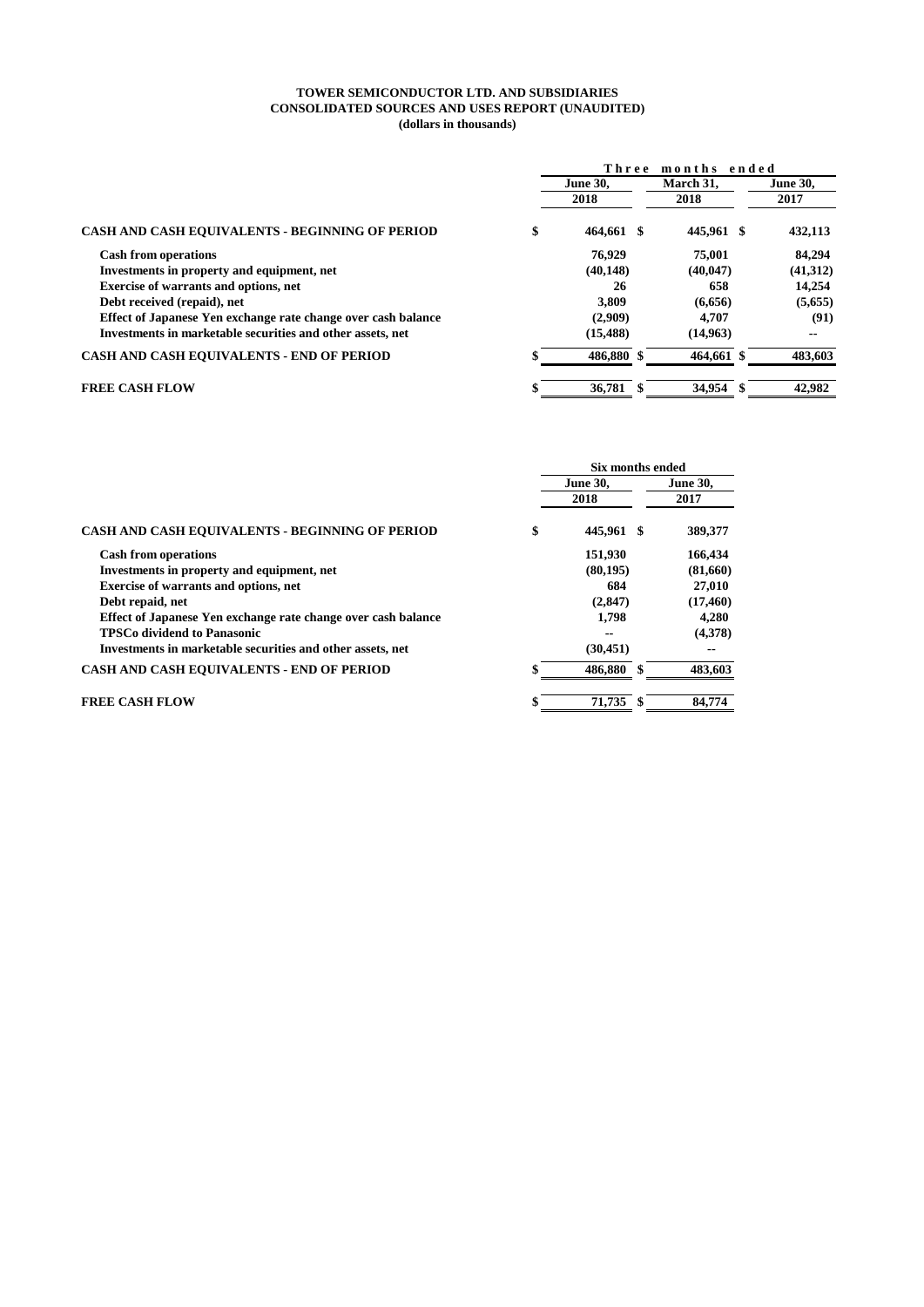**TOWER SEMICONDUCTOR LTD. AND SUBSIDIARIES**
**CONSOLIDATED SOURCES AND USES REPORT (UNAUDITED)**
**(dollars in thousands)**

| | Three months ended | | |
|---|---|---|---|
| | June 30, 2018 | March 31, 2018 | June 30, 2017 |
| **CASH AND CASH EQUIVALENTS - BEGINNING OF PERIOD** | $ 464,661 | $ 445,961 | $ 432,113 |
| Cash from operations | 76,929 | 75,001 | 84,294 |
| Investments in property and equipment, net | (40,148) | (40,047) | (41,312) |
| Exercise of warrants and options, net | 26 | 658 | 14,254 |
| Debt received (repaid), net | 3,809 | (6,656) | (5,655) |
| Effect of Japanese Yen exchange rate change over cash balance | (2,909) | 4,707 | (91) |
| Investments in marketable securities and other assets, net | (15,488) | (14,963) | -- |
| **CASH AND CASH EQUIVALENTS - END OF PERIOD** | $ 486,880 | $ 464,661 | $ 483,603 |
| **FREE CASH FLOW** | $ 36,781 | $ 34,954 | $ 42,982 |

| | Six months ended | |
|---|---|---|
| | June 30, 2018 | June 30, 2017 |
| **CASH AND CASH EQUIVALENTS - BEGINNING OF PERIOD** | $ 445,961 | $ 389,377 |
| Cash from operations | 151,930 | 166,434 |
| Investments in property and equipment, net | (80,195) | (81,660) |
| Exercise of warrants and options, net | 684 | 27,010 |
| Debt repaid, net | (2,847) | (17,460) |
| Effect of Japanese Yen exchange rate change over cash balance | 1,798 | 4,280 |
| TPSCo dividend to Panasonic | -- | (4,378) |
| Investments in marketable securities and other assets, net | (30,451) | -- |
| **CASH AND CASH EQUIVALENTS - END OF PERIOD** | $ 486,880 | $ 483,603 |
| **FREE CASH FLOW** | $ 71,735 | $ 84,774 |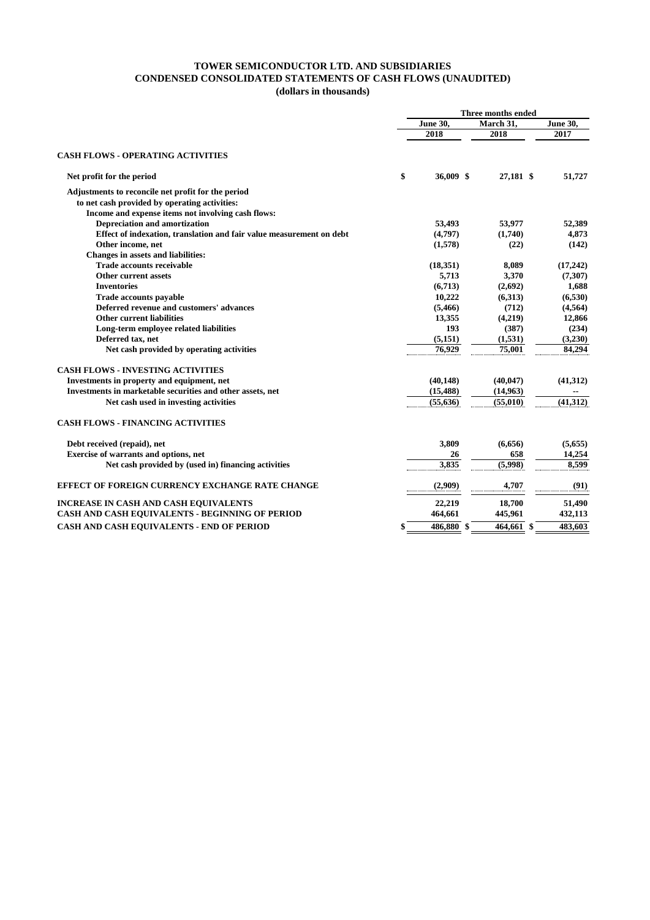# TOWER SEMICONDUCTOR LTD. AND SUBSIDIARIES
## CONDENSED CONSOLIDATED STATEMENTS OF CASH FLOWS (UNAUDITED)
### (dollars in thousands)

| | Three months ended | | |
|---|---|---|---|
| | June 30, 2018 | March 31, 2018 | June 30, 2017 |
| **CASH FLOWS - OPERATING ACTIVITIES** | | | |
| **Net profit for the period** | $ 36,009 | $ 27,181 | $ 51,727 |
| **Adjustments to reconcile net profit for the period to net cash provided by operating activities:** | | | |
| **Income and expense items not involving cash flows:** | | | |
| Depreciation and amortization | 53,493 | 53,977 | 52,389 |
| Effect of indexation, translation and fair value measurement on debt | (4,797) | (1,740) | 4,873 |
| Other income, net | (1,578) | (22) | (142) |
| **Changes in assets and liabilities:** | | | |
| Trade accounts receivable | (18,351) | 8,089 | (17,242) |
| Other current assets | 5,713 | 3,370 | (7,307) |
| Inventories | (6,713) | (2,692) | 1,688 |
| Trade accounts payable | 10,222 | (6,313) | (6,530) |
| Deferred revenue and customers' advances | (5,466) | (712) | (4,564) |
| Other current liabilities | 13,355 | (4,219) | 12,866 |
| Long-term employee related liabilities | 193 | (387) | (234) |
| Deferred tax, net | (5,151) | (1,531) | (3,230) |
| Net cash provided by operating activities | 76,929 | 75,001 | 84,294 |
| **CASH FLOWS - INVESTING ACTIVITIES** | | | |
| Investments in property and equipment, net | (40,148) | (40,047) | (41,312) |
| Investments in marketable securities and other assets, net | (15,488) | (14,963) | -- |
| Net cash used in investing activities | (55,636) | (55,010) | (41,312) |
| **CASH FLOWS - FINANCING ACTIVITIES** | | | |
| Debt received (repaid), net | 3,809 | (6,656) | (5,655) |
| Exercise of warrants and options, net | 26 | 658 | 14,254 |
| Net cash provided by (used in) financing activities | 3,835 | (5,998) | 8,599 |
| **EFFECT OF FOREIGN CURRENCY EXCHANGE RATE CHANGE** | (2,909) | 4,707 | (91) |
| **INCREASE IN CASH AND CASH EQUIVALENTS** | 22,219 | 18,700 | 51,490 |
| **CASH AND CASH EQUIVALENTS - BEGINNING OF PERIOD** | 464,661 | 445,961 | 432,113 |
| **CASH AND CASH EQUIVALENTS - END OF PERIOD** | $ 486,880 | $ 464,661 | $ 483,603 |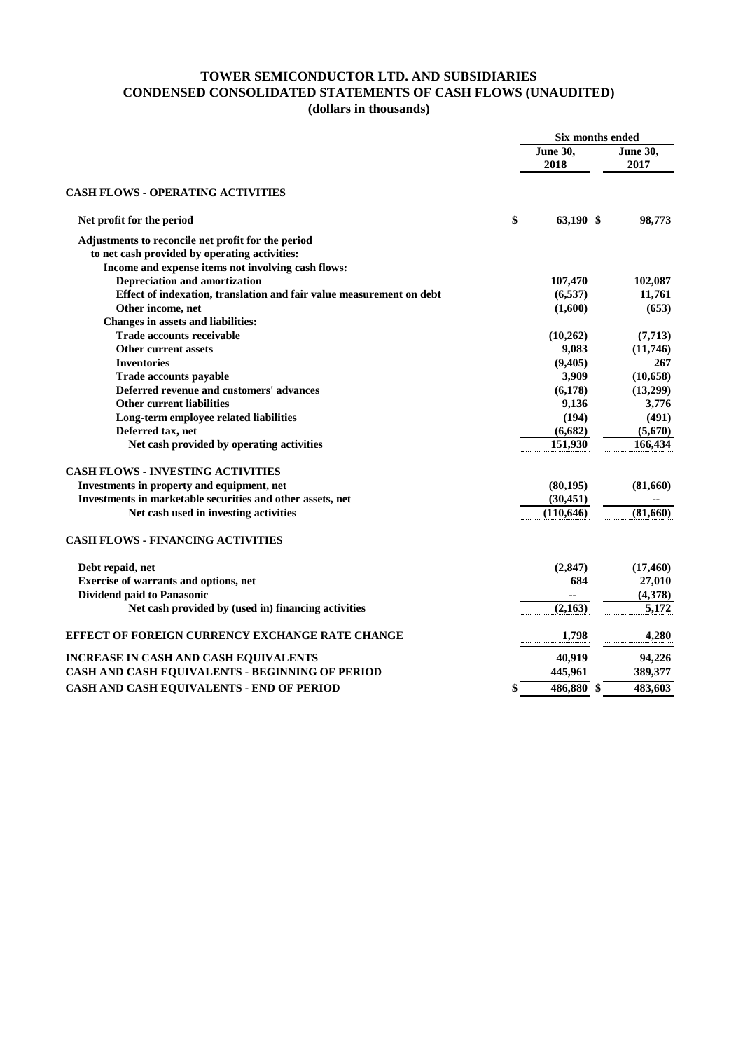# TOWER SEMICONDUCTOR LTD. AND SUBSIDIARIES
## CONDENSED CONSOLIDATED STATEMENTS OF CASH FLOWS (UNAUDITED)
### (dollars in thousands)

| | Six months ended | |
|---|---|---|
| | June 30, 2018 | June 30, 2017 |
| **CASH FLOWS - OPERATING ACTIVITIES** | | |
| Net profit for the period | $ 63,190 | $ 98,773 |
| Adjustments to reconcile net profit for the period to net cash provided by operating activities: | | |
| Income and expense items not involving cash flows: | | |
| Depreciation and amortization | 107,470 | 102,087 |
| Effect of indexation, translation and fair value measurement on debt | (6,537) | 11,761 |
| Other income, net | (1,600) | (653) |
| Changes in assets and liabilities: | | |
| Trade accounts receivable | (10,262) | (7,713) |
| Other current assets | 9,083 | (11,746) |
| Inventories | (9,405) | 267 |
| Trade accounts payable | 3,909 | (10,658) |
| Deferred revenue and customers' advances | (6,178) | (13,299) |
| Other current liabilities | 9,136 | 3,776 |
| Long-term employee related liabilities | (194) | (491) |
| Deferred tax, net | (6,682) | (5,670) |
| Net cash provided by operating activities | 151,930 | 166,434 |
| **CASH FLOWS - INVESTING ACTIVITIES** | | |
| Investments in property and equipment, net | (80,195) | (81,660) |
| Investments in marketable securities and other assets, net | (30,451) | -- |
| Net cash used in investing activities | (110,646) | (81,660) |
| **CASH FLOWS - FINANCING ACTIVITIES** | | |
| Debt repaid, net | (2,847) | (17,460) |
| Exercise of warrants and options, net | 684 | 27,010 |
| Dividend paid to Panasonic | -- | (4,378) |
| Net cash provided by (used in) financing activities | (2,163) | 5,172 |
| **EFFECT OF FOREIGN CURRENCY EXCHANGE RATE CHANGE** | 1,798 | 4,280 |
| **INCREASE IN CASH AND CASH EQUIVALENTS** | 40,919 | 94,226 |
| **CASH AND CASH EQUIVALENTS - BEGINNING OF PERIOD** | 445,961 | 389,377 |
| **CASH AND CASH EQUIVALENTS - END OF PERIOD** | $ 486,880 | $ 483,603 |